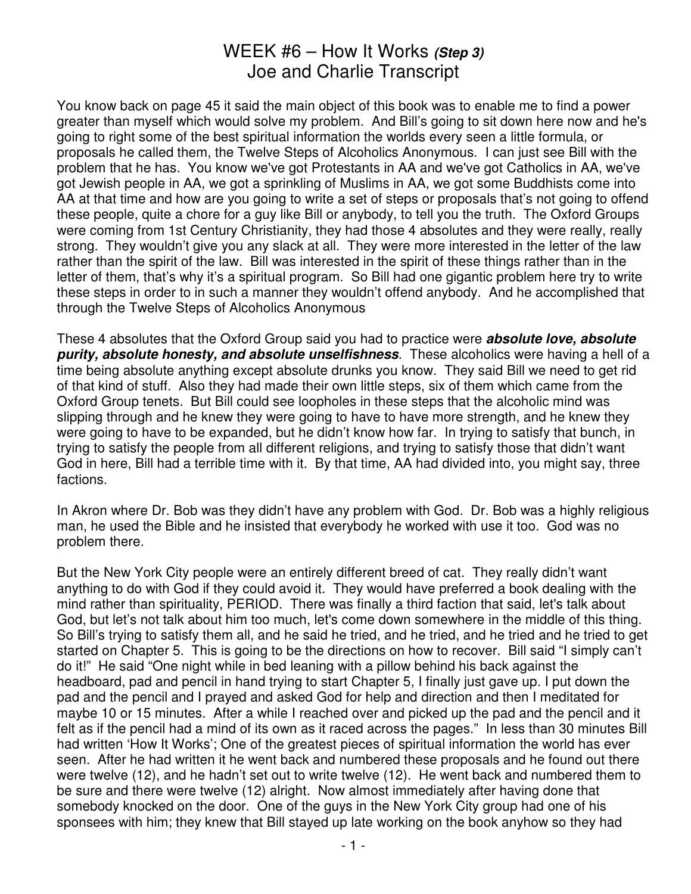# WEEK #6 – How It Works *(Step 3)*
# Joe and Charlie Transcript

You know back on page 45 it said the main object of this book was to enable me to find a power greater than myself which would solve my problem. And Bill's going to sit down here now and he's going to right some of the best spiritual information the worlds every seen a little formula, or proposals he called them, the Twelve Steps of Alcoholics Anonymous. I can just see Bill with the problem that he has. You know we've got Protestants in AA and we've got Catholics in AA, we've got Jewish people in AA, we got a sprinkling of Muslims in AA, we got some Buddhists come into AA at that time and how are you going to write a set of steps or proposals that's not going to offend these people, quite a chore for a guy like Bill or anybody, to tell you the truth. The Oxford Groups were coming from 1st Century Christianity, they had those 4 absolutes and they were really, really strong. They wouldn't give you any slack at all. They were more interested in the letter of the law rather than the spirit of the law. Bill was interested in the spirit of these things rather than in the letter of them, that's why it's a spiritual program. So Bill had one gigantic problem here try to write these steps in order to in such a manner they wouldn't offend anybody. And he accomplished that through the Twelve Steps of Alcoholics Anonymous

These 4 absolutes that the Oxford Group said you had to practice were ***absolute love, absolute purity, absolute honesty, and absolute unselfishness***. These alcoholics were having a hell of a time being absolute anything except absolute drunks you know. They said Bill we need to get rid of that kind of stuff. Also they had made their own little steps, six of them which came from the Oxford Group tenets. But Bill could see loopholes in these steps that the alcoholic mind was slipping through and he knew they were going to have to have more strength, and he knew they were going to have to be expanded, but he didn't know how far. In trying to satisfy that bunch, in trying to satisfy the people from all different religions, and trying to satisfy those that didn't want God in here, Bill had a terrible time with it. By that time, AA had divided into, you might say, three factions.

In Akron where Dr. Bob was they didn't have any problem with God. Dr. Bob was a highly religious man, he used the Bible and he insisted that everybody he worked with use it too. God was no problem there.

But the New York City people were an entirely different breed of cat. They really didn't want anything to do with God if they could avoid it. They would have preferred a book dealing with the mind rather than spirituality, PERIOD. There was finally a third faction that said, let's talk about God, but let's not talk about him too much, let's come down somewhere in the middle of this thing. So Bill's trying to satisfy them all, and he said he tried, and he tried, and he tried and he tried to get started on Chapter 5. This is going to be the directions on how to recover. Bill said "I simply can't do it!" He said "One night while in bed leaning with a pillow behind his back against the headboard, pad and pencil in hand trying to start Chapter 5, I finally just gave up. I put down the pad and the pencil and I prayed and asked God for help and direction and then I meditated for maybe 10 or 15 minutes. After a while I reached over and picked up the pad and the pencil and it felt as if the pencil had a mind of its own as it raced across the pages." In less than 30 minutes Bill had written 'How It Works'; One of the greatest pieces of spiritual information the world has ever seen. After he had written it he went back and numbered these proposals and he found out there were twelve (12), and he hadn't set out to write twelve (12). He went back and numbered them to be sure and there were twelve (12) alright. Now almost immediately after having done that somebody knocked on the door. One of the guys in the New York City group had one of his sponsees with him; they knew that Bill stayed up late working on the book anyhow so they had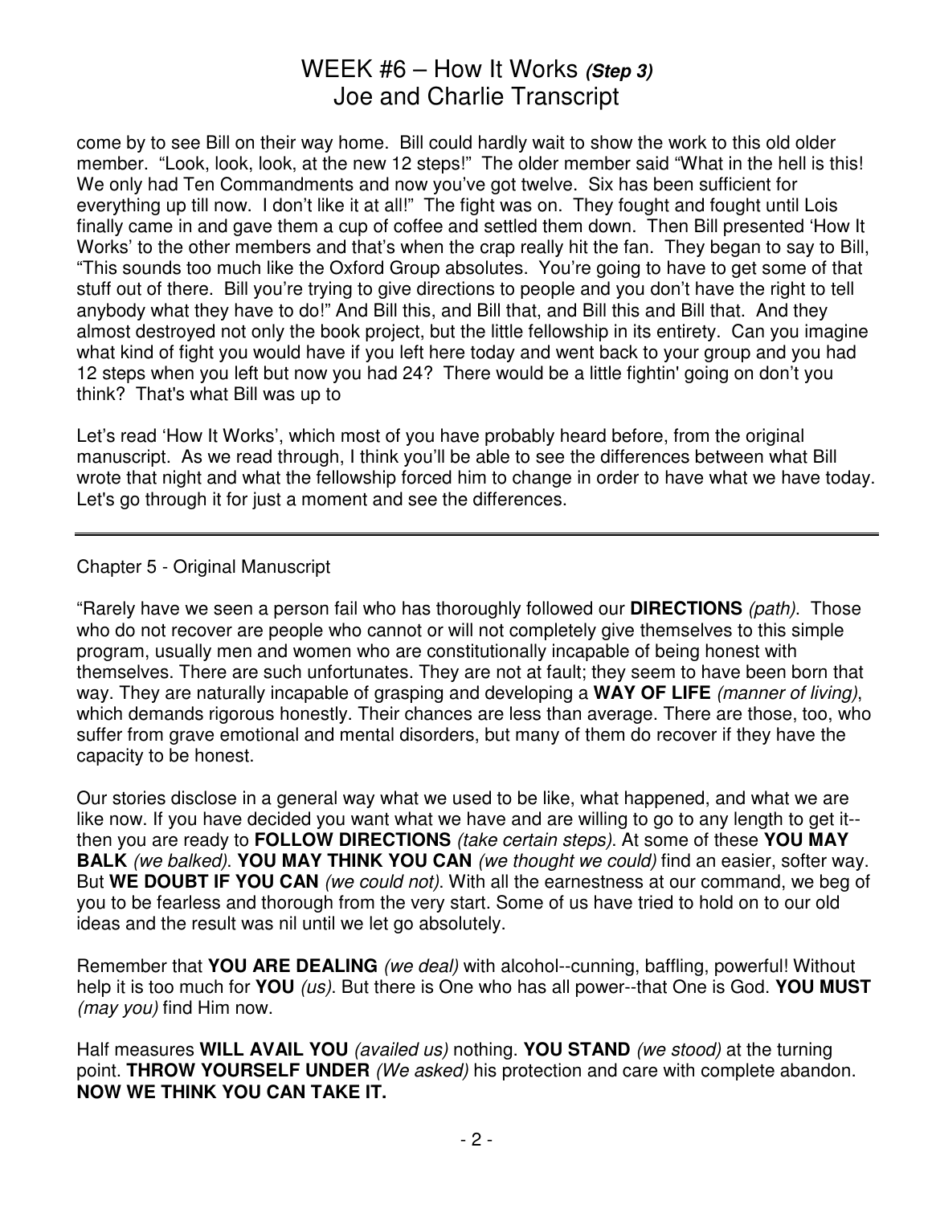come by to see Bill on their way home. Bill could hardly wait to show the work to this old older member. "Look, look, look, at the new 12 steps!" The older member said "What in the hell is this! We only had Ten Commandments and now you've got twelve. Six has been sufficient for everything up till now. I don't like it at all!" The fight was on. They fought and fought until Lois finally came in and gave them a cup of coffee and settled them down. Then Bill presented 'How It Works' to the other members and that's when the crap really hit the fan. They began to say to Bill, "This sounds too much like the Oxford Group absolutes. You're going to have to get some of that stuff out of there. Bill you're trying to give directions to people and you don't have the right to tell anybody what they have to do!" And Bill this, and Bill that, and Bill this and Bill that. And they almost destroyed not only the book project, but the little fellowship in its entirety. Can you imagine what kind of fight you would have if you left here today and went back to your group and you had 12 steps when you left but now you had 24? There would be a little fightin' going on don't you think? That's what Bill was up to

Let's read 'How It Works', which most of you have probably heard before, from the original manuscript. As we read through, I think you'll be able to see the differences between what Bill wrote that night and what the fellowship forced him to change in order to have what we have today. Let's go through it for just a moment and see the differences.

---

Chapter 5 - Original Manuscript

"Rarely have we seen a person fail who has thoroughly followed our **DIRECTIONS** *(path)*. Those who do not recover are people who cannot or will not completely give themselves to this simple program, usually men and women who are constitutionally incapable of being honest with themselves. There are such unfortunates. They are not at fault; they seem to have been born that way. They are naturally incapable of grasping and developing a **WAY OF LIFE** *(manner of living)*, which demands rigorous honestly. Their chances are less than average. There are those, too, who suffer from grave emotional and mental disorders, but many of them do recover if they have the capacity to be honest.

Our stories disclose in a general way what we used to be like, what happened, and what we are like now. If you have decided you want what we have and are willing to go to any length to get it--then you are ready to **FOLLOW DIRECTIONS** *(take certain steps)*. At some of these **YOU MAY BALK** *(we balked)*. **YOU MAY THINK YOU CAN** *(we thought we could)* find an easier, softer way. But **WE DOUBT IF YOU CAN** *(we could not)*. With all the earnestness at our command, we beg of you to be fearless and thorough from the very start. Some of us have tried to hold on to our old ideas and the result was nil until we let go absolutely.

Remember that **YOU ARE DEALING** *(we deal)* with alcohol--cunning, baffling, powerful! Without help it is too much for **YOU** *(us)*. But there is One who has all power--that One is God. **YOU MUST** *(may you)* find Him now.

Half measures **WILL AVAIL YOU** *(availed us)* nothing. **YOU STAND** *(we stood)* at the turning point. **THROW YOURSELF UNDER** *(We asked)* his protection and care with complete abandon. **NOW WE THINK YOU CAN TAKE IT.**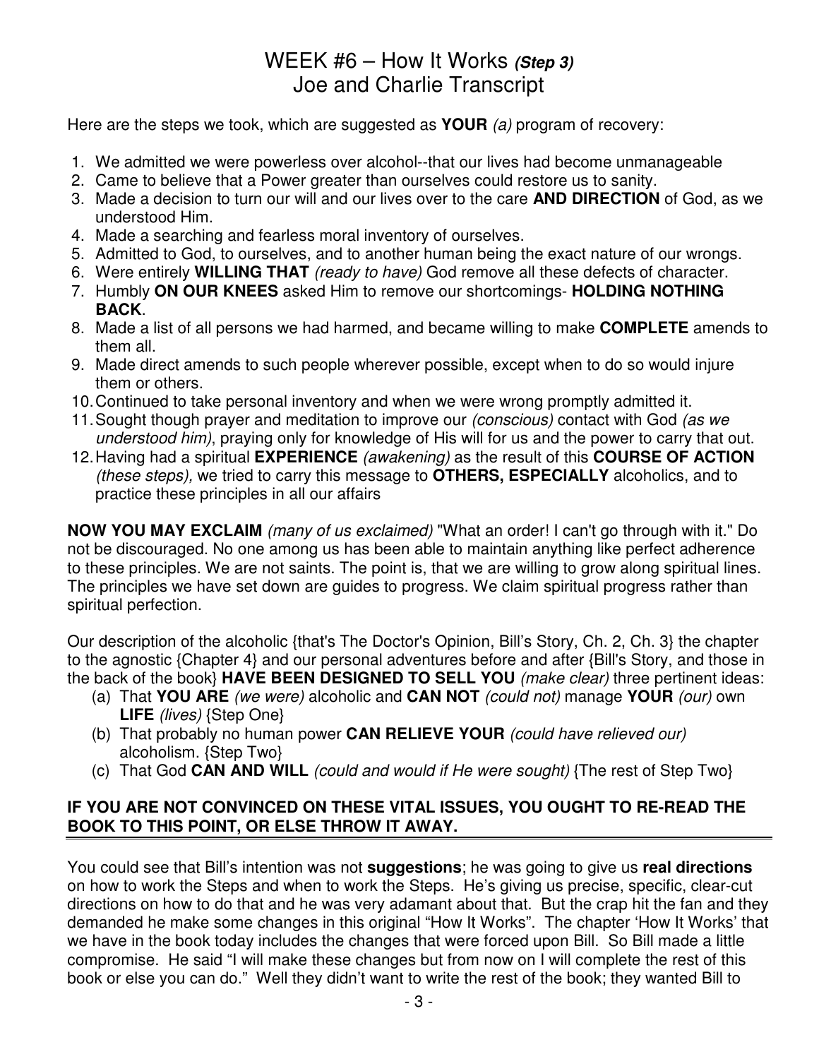# WEEK #6 – How It Works *(Step 3)*
## Joe and Charlie Transcript

Here are the steps we took, which are suggested as **YOUR** *(a)* program of recovery:

1. We admitted we were powerless over alcohol--that our lives had become unmanageable
2. Came to believe that a Power greater than ourselves could restore us to sanity.
3. Made a decision to turn our will and our lives over to the care **AND DIRECTION** of God, as we understood Him.
4. Made a searching and fearless moral inventory of ourselves.
5. Admitted to God, to ourselves, and to another human being the exact nature of our wrongs.
6. Were entirely **WILLING THAT** *(ready to have)* God remove all these defects of character.
7. Humbly **ON OUR KNEES** asked Him to remove our shortcomings- **HOLDING NOTHING BACK**.
8. Made a list of all persons we had harmed, and became willing to make **COMPLETE** amends to them all.
9. Made direct amends to such people wherever possible, except when to do so would injure them or others.
10. Continued to take personal inventory and when we were wrong promptly admitted it.
11. Sought though prayer and meditation to improve our *(conscious)* contact with God *(as we understood him)*, praying only for knowledge of His will for us and the power to carry that out.
12. Having had a spiritual **EXPERIENCE** *(awakening)* as the result of this **COURSE OF ACTION** *(these steps),* we tried to carry this message to **OTHERS, ESPECIALLY** alcoholics, and to practice these principles in all our affairs

**NOW YOU MAY EXCLAIM** *(many of us exclaimed)* "What an order! I can't go through with it." Do not be discouraged. No one among us has been able to maintain anything like perfect adherence to these principles. We are not saints. The point is, that we are willing to grow along spiritual lines. The principles we have set down are guides to progress. We claim spiritual progress rather than spiritual perfection.

Our description of the alcoholic {that's The Doctor's Opinion, Bill's Story, Ch. 2, Ch. 3} the chapter to the agnostic {Chapter 4} and our personal adventures before and after {Bill's Story, and those in the back of the book} **HAVE BEEN DESIGNED TO SELL YOU** *(make clear)* three pertinent ideas:

(a) That **YOU ARE** *(we were)* alcoholic and **CAN NOT** *(could not)* manage **YOUR** *(our)* own **LIFE** *(lives)* {Step One}
(b) That probably no human power **CAN RELIEVE YOUR** *(could have relieved our)* alcoholism. {Step Two}
(c) That God **CAN AND WILL** *(could and would if He were sought)* {The rest of Step Two}

**IF YOU ARE NOT CONVINCED ON THESE VITAL ISSUES, YOU OUGHT TO RE-READ THE BOOK TO THIS POINT, OR ELSE THROW IT AWAY.**

---

You could see that Bill's intention was not **suggestions**; he was going to give us **real directions** on how to work the Steps and when to work the Steps. He's giving us precise, specific, clear-cut directions on how to do that and he was very adamant about that. But the crap hit the fan and they demanded he make some changes in this original "How It Works". The chapter 'How It Works' that we have in the book today includes the changes that were forced upon Bill. So Bill made a little compromise. He said "I will make these changes but from now on I will complete the rest of this book or else you can do." Well they didn't want to write the rest of the book; they wanted Bill to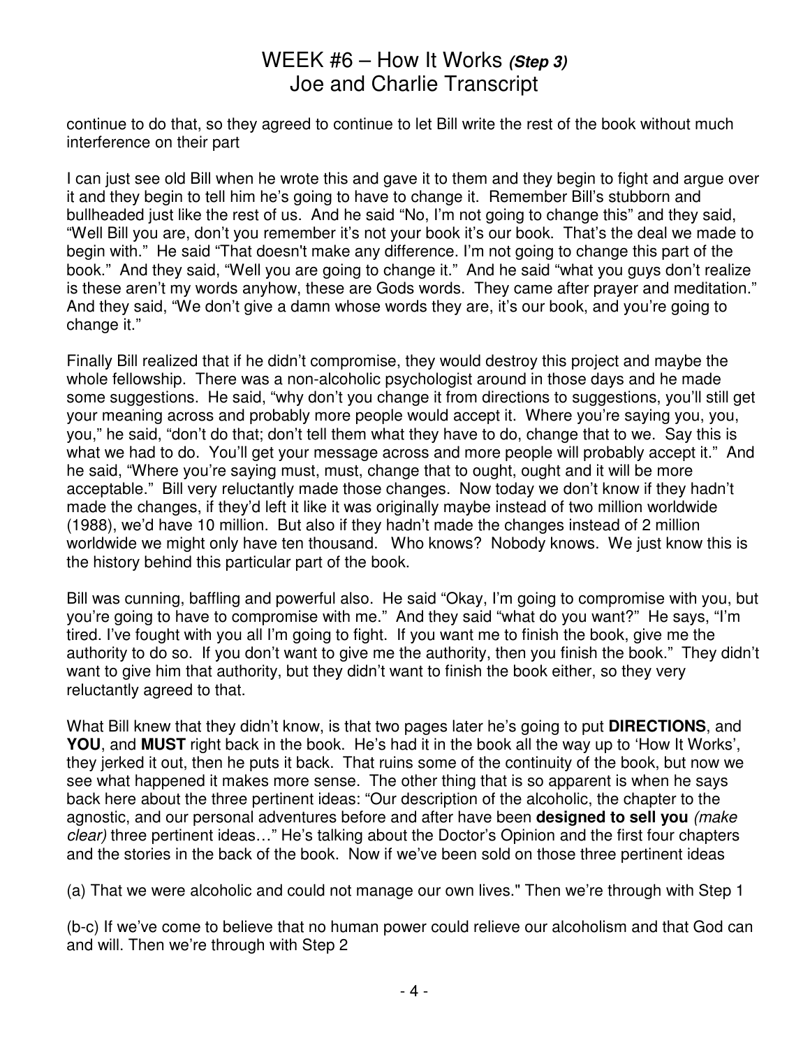continue to do that, so they agreed to continue to let Bill write the rest of the book without much interference on their part

I can just see old Bill when he wrote this and gave it to them and they begin to fight and argue over it and they begin to tell him he's going to have to change it. Remember Bill's stubborn and bullheaded just like the rest of us. And he said "No, I'm not going to change this" and they said, "Well Bill you are, don't you remember it's not your book it's our book. That's the deal we made to begin with." He said "That doesn't make any difference. I'm not going to change this part of the book." And they said, "Well you are going to change it." And he said "what you guys don't realize is these aren't my words anyhow, these are Gods words. They came after prayer and meditation." And they said, "We don't give a damn whose words they are, it's our book, and you're going to change it."

Finally Bill realized that if he didn't compromise, they would destroy this project and maybe the whole fellowship. There was a non-alcoholic psychologist around in those days and he made some suggestions. He said, "why don't you change it from directions to suggestions, you'll still get your meaning across and probably more people would accept it. Where you're saying you, you, you," he said, "don't do that; don't tell them what they have to do, change that to we. Say this is what we had to do. You'll get your message across and more people will probably accept it." And he said, "Where you're saying must, must, change that to ought, ought and it will be more acceptable." Bill very reluctantly made those changes. Now today we don't know if they hadn't made the changes, if they'd left it like it was originally maybe instead of two million worldwide (1988), we'd have 10 million. But also if they hadn't made the changes instead of 2 million worldwide we might only have ten thousand. Who knows? Nobody knows. We just know this is the history behind this particular part of the book.

Bill was cunning, baffling and powerful also. He said "Okay, I'm going to compromise with you, but you're going to have to compromise with me." And they said "what do you want?" He says, "I'm tired. I've fought with you all I'm going to fight. If you want me to finish the book, give me the authority to do so. If you don't want to give me the authority, then you finish the book." They didn't want to give him that authority, but they didn't want to finish the book either, so they very reluctantly agreed to that.

What Bill knew that they didn't know, is that two pages later he's going to put **DIRECTIONS**, and **YOU**, and **MUST** right back in the book. He's had it in the book all the way up to 'How It Works', they jerked it out, then he puts it back. That ruins some of the continuity of the book, but now we see what happened it makes more sense. The other thing that is so apparent is when he says back here about the three pertinent ideas: "Our description of the alcoholic, the chapter to the agnostic, and our personal adventures before and after have been **designed to sell you** *(make clear)* three pertinent ideas…" He's talking about the Doctor's Opinion and the first four chapters and the stories in the back of the book. Now if we've been sold on those three pertinent ideas

(a) That we were alcoholic and could not manage our own lives." Then we're through with Step 1

(b-c) If we've come to believe that no human power could relieve our alcoholism and that God can and will. Then we're through with Step 2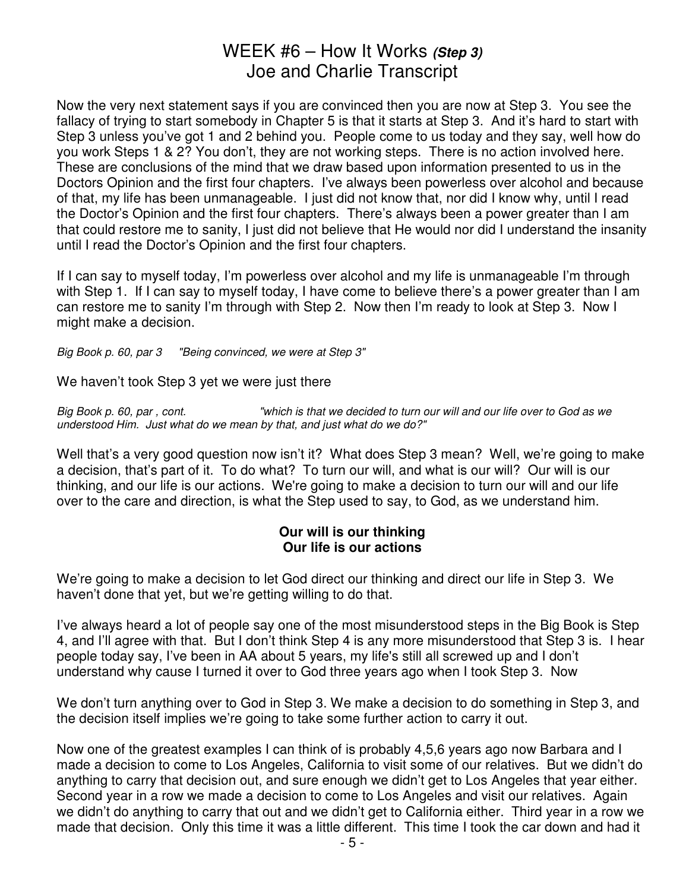# WEEK #6 – How It Works *(Step 3)*
# Joe and Charlie Transcript

Now the very next statement says if you are convinced then you are now at Step 3. You see the fallacy of trying to start somebody in Chapter 5 is that it starts at Step 3. And it's hard to start with Step 3 unless you've got 1 and 2 behind you. People come to us today and they say, well how do you work Steps 1 & 2? You don't, they are not working steps. There is no action involved here. These are conclusions of the mind that we draw based upon information presented to us in the Doctors Opinion and the first four chapters. I've always been powerless over alcohol and because of that, my life has been unmanageable. I just did not know that, nor did I know why, until I read the Doctor's Opinion and the first four chapters. There's always been a power greater than I am that could restore me to sanity, I just did not believe that He would nor did I understand the insanity until I read the Doctor's Opinion and the first four chapters.

If I can say to myself today, I'm powerless over alcohol and my life is unmanageable I'm through with Step 1. If I can say to myself today, I have come to believe there's a power greater than I am can restore me to sanity I'm through with Step 2. Now then I'm ready to look at Step 3. Now I might make a decision.

*Big Book p. 60, par 3 "Being convinced, we were at Step 3"*

We haven't took Step 3 yet we were just there

*Big Book p. 60, par , cont. "which is that we decided to turn our will and our life over to God as we understood Him. Just what do we mean by that, and just what do we do?"*

Well that's a very good question now isn't it? What does Step 3 mean? Well, we're going to make a decision, that's part of it. To do what? To turn our will, and what is our will? Our will is our thinking, and our life is our actions. We're going to make a decision to turn our will and our life over to the care and direction, is what the Step used to say, to God, as we understand him.

**Our will is our thinking**
**Our life is our actions**

We're going to make a decision to let God direct our thinking and direct our life in Step 3. We haven't done that yet, but we're getting willing to do that.

I've always heard a lot of people say one of the most misunderstood steps in the Big Book is Step 4, and I'll agree with that. But I don't think Step 4 is any more misunderstood that Step 3 is. I hear people today say, I've been in AA about 5 years, my life's still all screwed up and I don't understand why cause I turned it over to God three years ago when I took Step 3. Now

We don't turn anything over to God in Step 3. We make a decision to do something in Step 3, and the decision itself implies we're going to take some further action to carry it out.

Now one of the greatest examples I can think of is probably 4,5,6 years ago now Barbara and I made a decision to come to Los Angeles, California to visit some of our relatives. But we didn't do anything to carry that decision out, and sure enough we didn't get to Los Angeles that year either. Second year in a row we made a decision to come to Los Angeles and visit our relatives. Again we didn't do anything to carry that out and we didn't get to California either. Third year in a row we made that decision. Only this time it was a little different. This time I took the car down and had it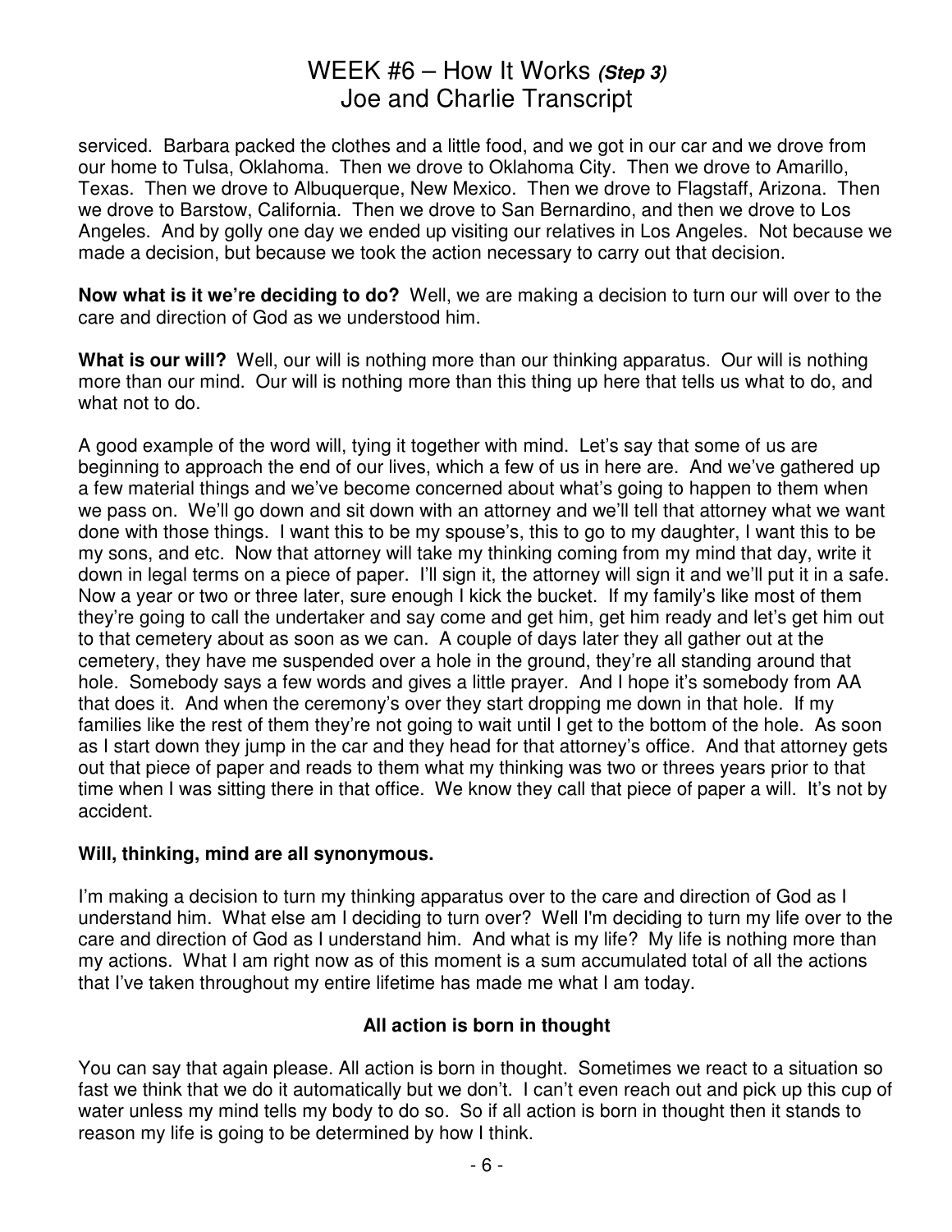serviced. Barbara packed the clothes and a little food, and we got in our car and we drove from our home to Tulsa, Oklahoma. Then we drove to Oklahoma City. Then we drove to Amarillo, Texas. Then we drove to Albuquerque, New Mexico. Then we drove to Flagstaff, Arizona. Then we drove to Barstow, California. Then we drove to San Bernardino, and then we drove to Los Angeles. And by golly one day we ended up visiting our relatives in Los Angeles. Not because we made a decision, but because we took the action necessary to carry out that decision.

**Now what is it we're deciding to do?** Well, we are making a decision to turn our will over to the care and direction of God as we understood him.

**What is our will?** Well, our will is nothing more than our thinking apparatus. Our will is nothing more than our mind. Our will is nothing more than this thing up here that tells us what to do, and what not to do.

A good example of the word will, tying it together with mind. Let's say that some of us are beginning to approach the end of our lives, which a few of us in here are. And we've gathered up a few material things and we've become concerned about what's going to happen to them when we pass on. We'll go down and sit down with an attorney and we'll tell that attorney what we want done with those things. I want this to be my spouse's, this to go to my daughter, I want this to be my sons, and etc. Now that attorney will take my thinking coming from my mind that day, write it down in legal terms on a piece of paper. I'll sign it, the attorney will sign it and we'll put it in a safe. Now a year or two or three later, sure enough I kick the bucket. If my family's like most of them they're going to call the undertaker and say come and get him, get him ready and let's get him out to that cemetery about as soon as we can. A couple of days later they all gather out at the cemetery, they have me suspended over a hole in the ground, they're all standing around that hole. Somebody says a few words and gives a little prayer. And I hope it's somebody from AA that does it. And when the ceremony's over they start dropping me down in that hole. If my families like the rest of them they're not going to wait until I get to the bottom of the hole. As soon as I start down they jump in the car and they head for that attorney's office. And that attorney gets out that piece of paper and reads to them what my thinking was two or threes years prior to that time when I was sitting there in that office. We know they call that piece of paper a will. It's not by accident.

**Will, thinking, mind are all synonymous.**

I'm making a decision to turn my thinking apparatus over to the care and direction of God as I understand him. What else am I deciding to turn over? Well I'm deciding to turn my life over to the care and direction of God as I understand him. And what is my life? My life is nothing more than my actions. What I am right now as of this moment is a sum accumulated total of all the actions that I've taken throughout my entire lifetime has made me what I am today.

**All action is born in thought**

You can say that again please. All action is born in thought. Sometimes we react to a situation so fast we think that we do it automatically but we don't. I can't even reach out and pick up this cup of water unless my mind tells my body to do so. So if all action is born in thought then it stands to reason my life is going to be determined by how I think.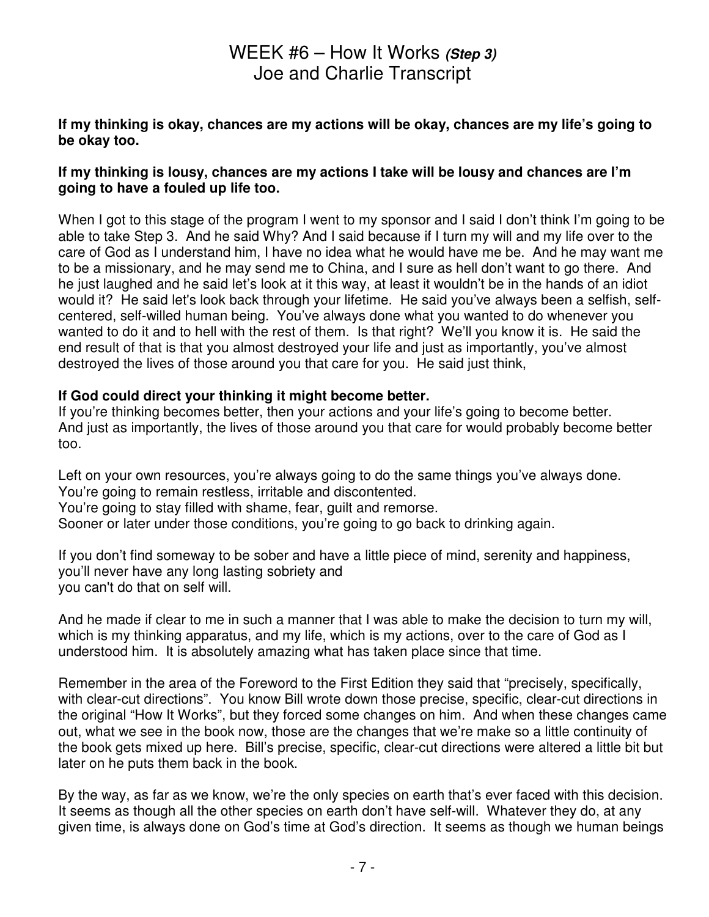# WEEK #6 – How It Works ***(Step 3)***
# Joe and Charlie Transcript

**If my thinking is okay, chances are my actions will be okay, chances are my life's going to be okay too.**

**If my thinking is lousy, chances are my actions I take will be lousy and chances are I'm going to have a fouled up life too.**

When I got to this stage of the program I went to my sponsor and I said I don't think I'm going to be able to take Step 3. And he said Why? And I said because if I turn my will and my life over to the care of God as I understand him, I have no idea what he would have me be. And he may want me to be a missionary, and he may send me to China, and I sure as hell don't want to go there. And he just laughed and he said let's look at it this way, at least it wouldn't be in the hands of an idiot would it? He said let's look back through your lifetime. He said you've always been a selfish, self-centered, self-willed human being. You've always done what you wanted to do whenever you wanted to do it and to hell with the rest of them. Is that right? We'll you know it is. He said the end result of that is that you almost destroyed your life and just as importantly, you've almost destroyed the lives of those around you that care for you. He said just think,

**If God could direct your thinking it might become better.**
If you're thinking becomes better, then your actions and your life's going to become better.
And just as importantly, the lives of those around you that care for would probably become better too.

Left on your own resources, you're always going to do the same things you've always done.
You're going to remain restless, irritable and discontented.
You're going to stay filled with shame, fear, guilt and remorse.
Sooner or later under those conditions, you're going to go back to drinking again.

If you don't find someway to be sober and have a little piece of mind, serenity and happiness,
you'll never have any long lasting sobriety and
you can't do that on self will.

And he made if clear to me in such a manner that I was able to make the decision to turn my will, which is my thinking apparatus, and my life, which is my actions, over to the care of God as I understood him. It is absolutely amazing what has taken place since that time.

Remember in the area of the Foreword to the First Edition they said that "precisely, specifically, with clear-cut directions". You know Bill wrote down those precise, specific, clear-cut directions in the original "How It Works", but they forced some changes on him. And when these changes came out, what we see in the book now, those are the changes that we're make so a little continuity of the book gets mixed up here. Bill's precise, specific, clear-cut directions were altered a little bit but later on he puts them back in the book.

By the way, as far as we know, we're the only species on earth that's ever faced with this decision. It seems as though all the other species on earth don't have self-will. Whatever they do, at any given time, is always done on God's time at God's direction. It seems as though we human beings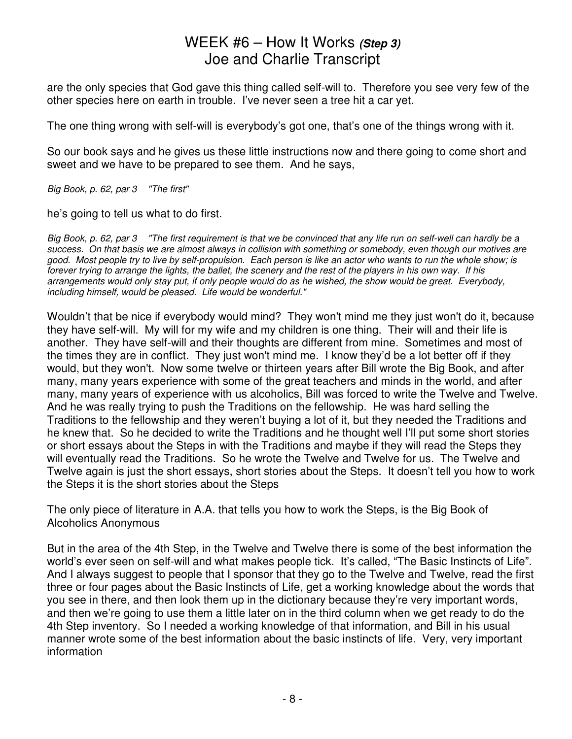are the only species that God gave this thing called self-will to. Therefore you see very few of the other species here on earth in trouble. I've never seen a tree hit a car yet.

The one thing wrong with self-will is everybody's got one, that's one of the things wrong with it.

So our book says and he gives us these little instructions now and there going to come short and sweet and we have to be prepared to see them. And he says,

*Big Book, p. 62, par 3 "The first"*

he's going to tell us what to do first.

*Big Book, p. 62, par 3 "The first requirement is that we be convinced that any life run on self-well can hardly be a success. On that basis we are almost always in collision with something or somebody, even though our motives are good. Most people try to live by self-propulsion. Each person is like an actor who wants to run the whole show; is forever trying to arrange the lights, the ballet, the scenery and the rest of the players in his own way. If his arrangements would only stay put, if only people would do as he wished, the show would be great. Everybody, including himself, would be pleased. Life would be wonderful."*

Wouldn't that be nice if everybody would mind? They won't mind me they just won't do it, because they have self-will. My will for my wife and my children is one thing. Their will and their life is another. They have self-will and their thoughts are different from mine. Sometimes and most of the times they are in conflict. They just won't mind me. I know they'd be a lot better off if they would, but they won't. Now some twelve or thirteen years after Bill wrote the Big Book, and after many, many years experience with some of the great teachers and minds in the world, and after many, many years of experience with us alcoholics, Bill was forced to write the Twelve and Twelve. And he was really trying to push the Traditions on the fellowship. He was hard selling the Traditions to the fellowship and they weren't buying a lot of it, but they needed the Traditions and he knew that. So he decided to write the Traditions and he thought well I'll put some short stories or short essays about the Steps in with the Traditions and maybe if they will read the Steps they will eventually read the Traditions. So he wrote the Twelve and Twelve for us. The Twelve and Twelve again is just the short essays, short stories about the Steps. It doesn't tell you how to work the Steps it is the short stories about the Steps

The only piece of literature in A.A. that tells you how to work the Steps, is the Big Book of Alcoholics Anonymous

But in the area of the 4th Step, in the Twelve and Twelve there is some of the best information the world's ever seen on self-will and what makes people tick. It's called, "The Basic Instincts of Life". And I always suggest to people that I sponsor that they go to the Twelve and Twelve, read the first three or four pages about the Basic Instincts of Life, get a working knowledge about the words that you see in there, and then look them up in the dictionary because they're very important words, and then we're going to use them a little later on in the third column when we get ready to do the 4th Step inventory. So I needed a working knowledge of that information, and Bill in his usual manner wrote some of the best information about the basic instincts of life. Very, very important information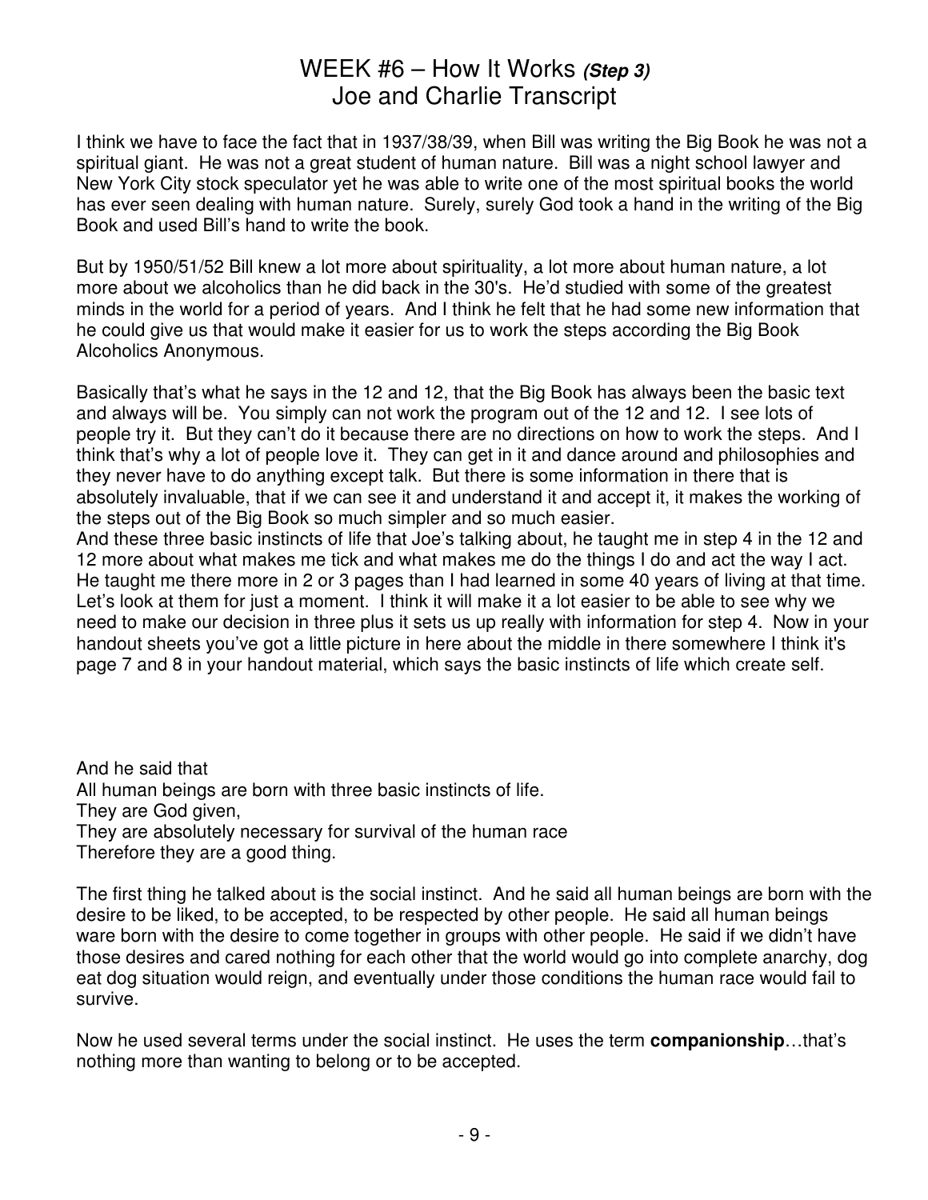# WEEK #6 – How It Works *(Step 3)*
# Joe and Charlie Transcript

I think we have to face the fact that in 1937/38/39, when Bill was writing the Big Book he was not a spiritual giant. He was not a great student of human nature. Bill was a night school lawyer and New York City stock speculator yet he was able to write one of the most spiritual books the world has ever seen dealing with human nature. Surely, surely God took a hand in the writing of the Big Book and used Bill's hand to write the book.

But by 1950/51/52 Bill knew a lot more about spirituality, a lot more about human nature, a lot more about we alcoholics than he did back in the 30's. He'd studied with some of the greatest minds in the world for a period of years. And I think he felt that he had some new information that he could give us that would make it easier for us to work the steps according the Big Book Alcoholics Anonymous.

Basically that's what he says in the 12 and 12, that the Big Book has always been the basic text and always will be. You simply can not work the program out of the 12 and 12. I see lots of people try it. But they can't do it because there are no directions on how to work the steps. And I think that's why a lot of people love it. They can get in it and dance around and philosophies and they never have to do anything except talk. But there is some information in there that is absolutely invaluable, that if we can see it and understand it and accept it, it makes the working of the steps out of the Big Book so much simpler and so much easier.
And these three basic instincts of life that Joe's talking about, he taught me in step 4 in the 12 and 12 more about what makes me tick and what makes me do the things I do and act the way I act. He taught me there more in 2 or 3 pages than I had learned in some 40 years of living at that time. Let's look at them for just a moment. I think it will make it a lot easier to be able to see why we need to make our decision in three plus it sets us up really with information for step 4. Now in your handout sheets you've got a little picture in here about the middle in there somewhere I think it's page 7 and 8 in your handout material, which says the basic instincts of life which create self.

And he said that
All human beings are born with three basic instincts of life.
They are God given,
They are absolutely necessary for survival of the human race
Therefore they are a good thing.

The first thing he talked about is the social instinct. And he said all human beings are born with the desire to be liked, to be accepted, to be respected by other people. He said all human beings ware born with the desire to come together in groups with other people. He said if we didn't have those desires and cared nothing for each other that the world would go into complete anarchy, dog eat dog situation would reign, and eventually under those conditions the human race would fail to survive.

Now he used several terms under the social instinct. He uses the term **companionship**…that's nothing more than wanting to belong or to be accepted.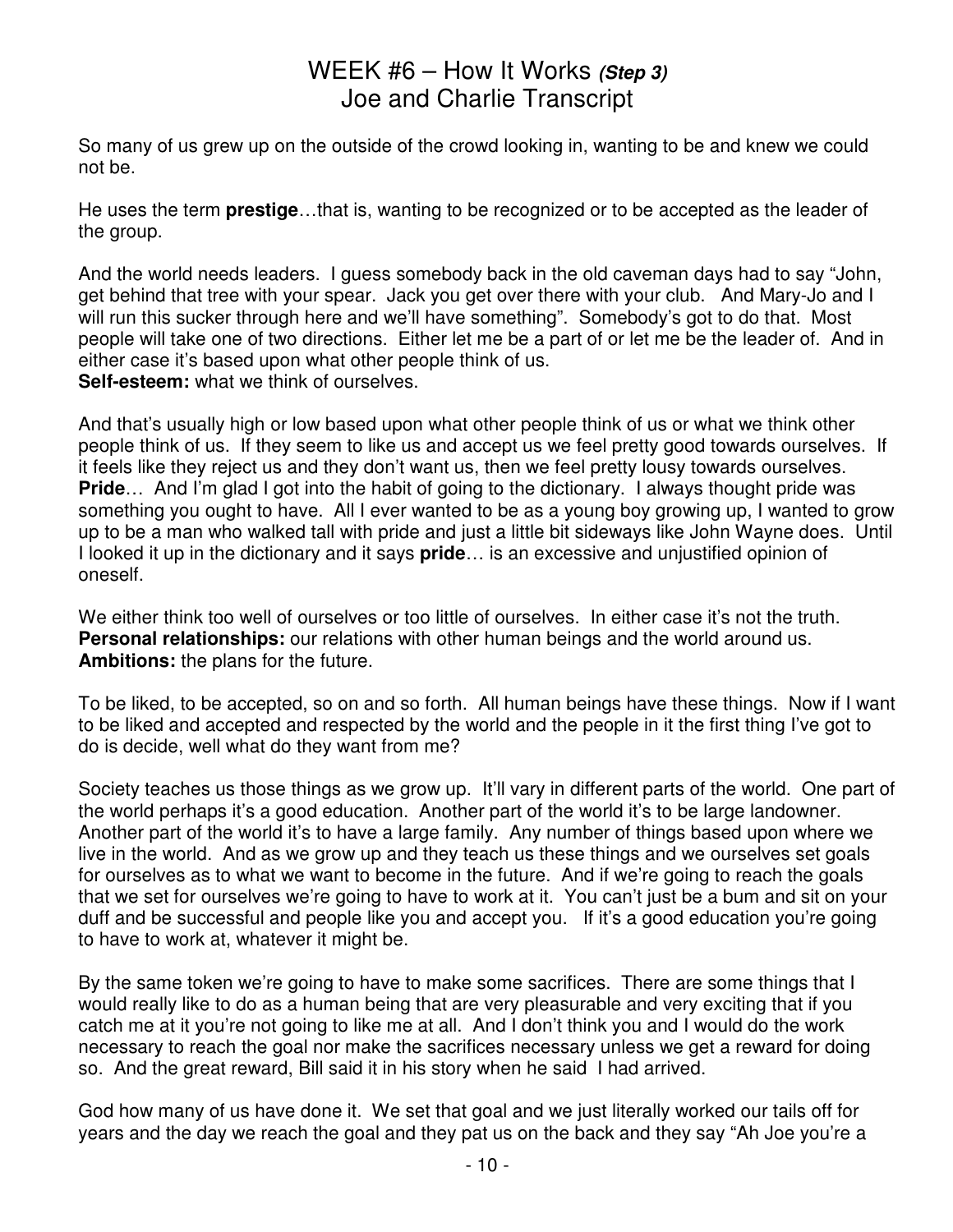# WEEK #6 – How It Works *(Step 3)*
## Joe and Charlie Transcript

So many of us grew up on the outside of the crowd looking in, wanting to be and knew we could not be.

He uses the term **prestige**…that is, wanting to be recognized or to be accepted as the leader of the group.

And the world needs leaders. I guess somebody back in the old caveman days had to say "John, get behind that tree with your spear. Jack you get over there with your club. And Mary-Jo and I will run this sucker through here and we'll have something". Somebody's got to do that. Most people will take one of two directions. Either let me be a part of or let me be the leader of. And in either case it's based upon what other people think of us.
**Self-esteem:** what we think of ourselves.

And that's usually high or low based upon what other people think of us or what we think other people think of us. If they seem to like us and accept us we feel pretty good towards ourselves. If it feels like they reject us and they don't want us, then we feel pretty lousy towards ourselves.
**Pride**… And I'm glad I got into the habit of going to the dictionary. I always thought pride was something you ought to have. All I ever wanted to be as a young boy growing up, I wanted to grow up to be a man who walked tall with pride and just a little bit sideways like John Wayne does. Until I looked it up in the dictionary and it says **pride**… is an excessive and unjustified opinion of oneself.

We either think too well of ourselves or too little of ourselves. In either case it's not the truth.
**Personal relationships:** our relations with other human beings and the world around us.
**Ambitions:** the plans for the future.

To be liked, to be accepted, so on and so forth. All human beings have these things. Now if I want to be liked and accepted and respected by the world and the people in it the first thing I've got to do is decide, well what do they want from me?

Society teaches us those things as we grow up. It'll vary in different parts of the world. One part of the world perhaps it's a good education. Another part of the world it's to be large landowner. Another part of the world it's to have a large family. Any number of things based upon where we live in the world. And as we grow up and they teach us these things and we ourselves set goals for ourselves as to what we want to become in the future. And if we're going to reach the goals that we set for ourselves we're going to have to work at it. You can't just be a bum and sit on your duff and be successful and people like you and accept you. If it's a good education you're going to have to work at, whatever it might be.

By the same token we're going to have to make some sacrifices. There are some things that I would really like to do as a human being that are very pleasurable and very exciting that if you catch me at it you're not going to like me at all. And I don't think you and I would do the work necessary to reach the goal nor make the sacrifices necessary unless we get a reward for doing so. And the great reward, Bill said it in his story when he said I had arrived.

God how many of us have done it. We set that goal and we just literally worked our tails off for years and the day we reach the goal and they pat us on the back and they say "Ah Joe you're a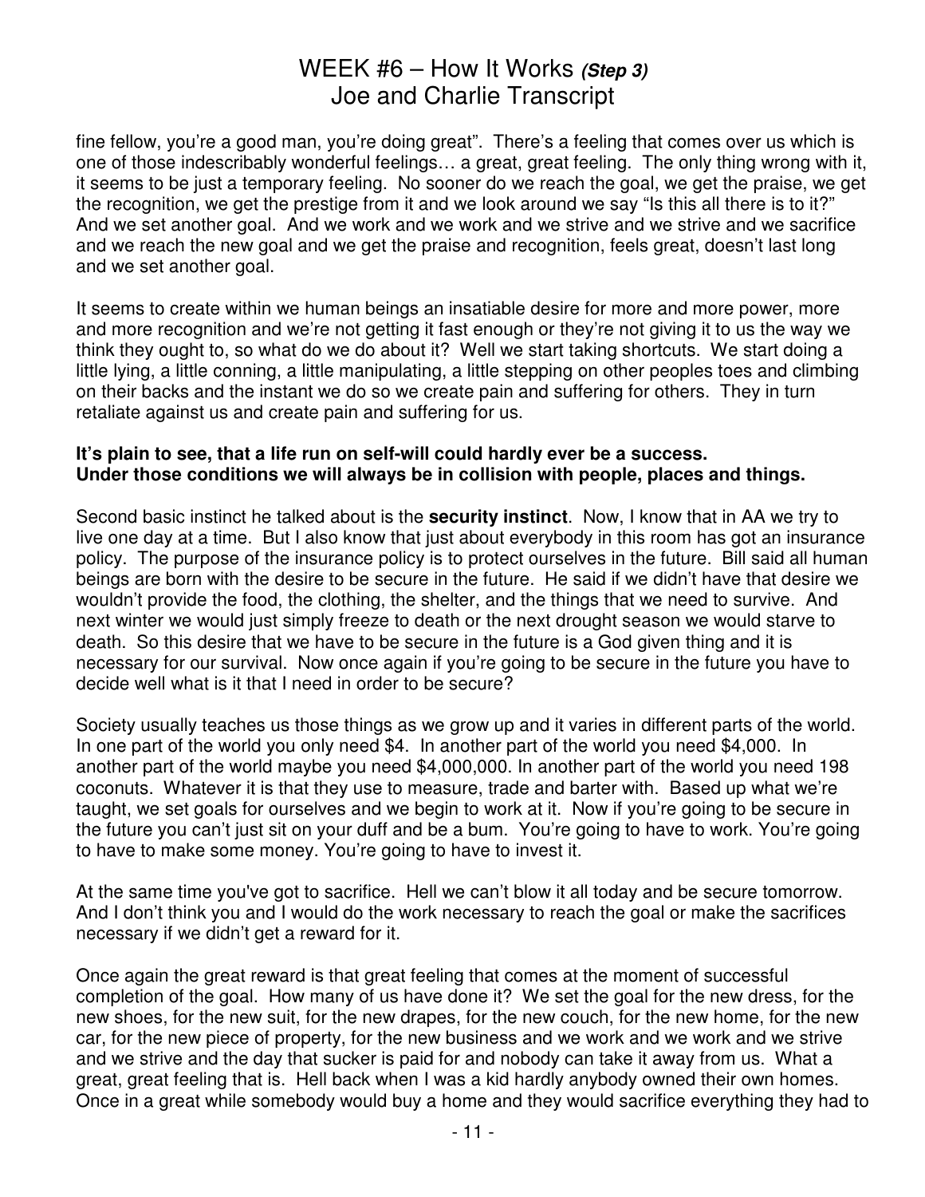fine fellow, you're a good man, you're doing great". There's a feeling that comes over us which is one of those indescribably wonderful feelings… a great, great feeling. The only thing wrong with it, it seems to be just a temporary feeling. No sooner do we reach the goal, we get the praise, we get the recognition, we get the prestige from it and we look around we say "Is this all there is to it?" And we set another goal. And we work and we work and we strive and we strive and we sacrifice and we reach the new goal and we get the praise and recognition, feels great, doesn't last long and we set another goal.

It seems to create within we human beings an insatiable desire for more and more power, more and more recognition and we're not getting it fast enough or they're not giving it to us the way we think they ought to, so what do we do about it? Well we start taking shortcuts. We start doing a little lying, a little conning, a little manipulating, a little stepping on other peoples toes and climbing on their backs and the instant we do so we create pain and suffering for others. They in turn retaliate against us and create pain and suffering for us.

**It's plain to see, that a life run on self-will could hardly ever be a success.
Under those conditions we will always be in collision with people, places and things.**

Second basic instinct he talked about is the **security instinct**. Now, I know that in AA we try to live one day at a time. But I also know that just about everybody in this room has got an insurance policy. The purpose of the insurance policy is to protect ourselves in the future. Bill said all human beings are born with the desire to be secure in the future. He said if we didn't have that desire we wouldn't provide the food, the clothing, the shelter, and the things that we need to survive. And next winter we would just simply freeze to death or the next drought season we would starve to death. So this desire that we have to be secure in the future is a God given thing and it is necessary for our survival. Now once again if you're going to be secure in the future you have to decide well what is it that I need in order to be secure?

Society usually teaches us those things as we grow up and it varies in different parts of the world. In one part of the world you only need $4. In another part of the world you need $4,000. In another part of the world maybe you need $4,000,000. In another part of the world you need 198 coconuts. Whatever it is that they use to measure, trade and barter with. Based up what we're taught, we set goals for ourselves and we begin to work at it. Now if you're going to be secure in the future you can't just sit on your duff and be a bum. You're going to have to work. You're going to have to make some money. You're going to have to invest it.

At the same time you've got to sacrifice. Hell we can't blow it all today and be secure tomorrow. And I don't think you and I would do the work necessary to reach the goal or make the sacrifices necessary if we didn't get a reward for it.

Once again the great reward is that great feeling that comes at the moment of successful completion of the goal. How many of us have done it? We set the goal for the new dress, for the new shoes, for the new suit, for the new drapes, for the new couch, for the new home, for the new car, for the new piece of property, for the new business and we work and we work and we strive and we strive and the day that sucker is paid for and nobody can take it away from us. What a great, great feeling that is. Hell back when I was a kid hardly anybody owned their own homes. Once in a great while somebody would buy a home and they would sacrifice everything they had to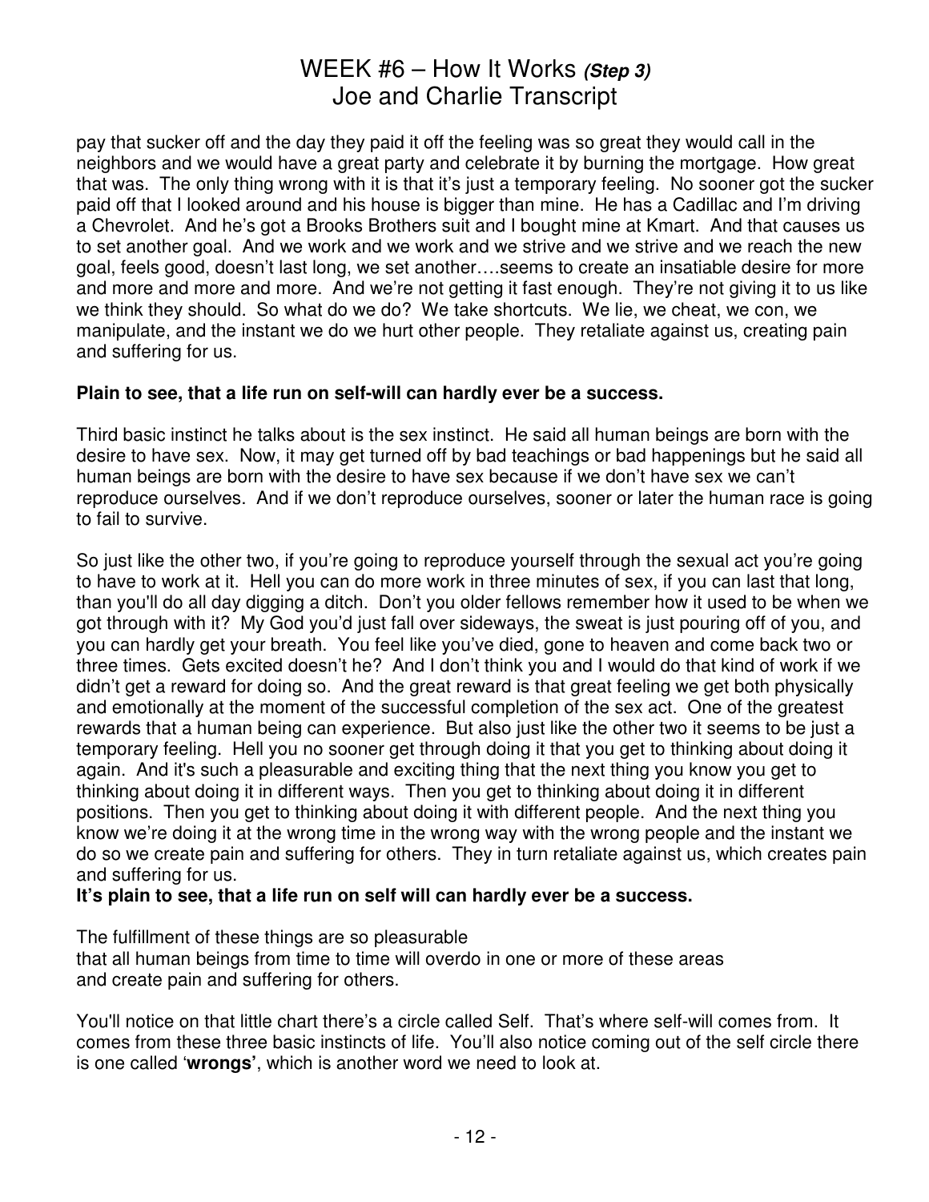pay that sucker off and the day they paid it off the feeling was so great they would call in the neighbors and we would have a great party and celebrate it by burning the mortgage. How great that was. The only thing wrong with it is that it's just a temporary feeling. No sooner got the sucker paid off that I looked around and his house is bigger than mine. He has a Cadillac and I'm driving a Chevrolet. And he's got a Brooks Brothers suit and I bought mine at Kmart. And that causes us to set another goal. And we work and we work and we strive and we strive and we reach the new goal, feels good, doesn't last long, we set another….seems to create an insatiable desire for more and more and more and more. And we're not getting it fast enough. They're not giving it to us like we think they should. So what do we do? We take shortcuts. We lie, we cheat, we con, we manipulate, and the instant we do we hurt other people. They retaliate against us, creating pain and suffering for us.

**Plain to see, that a life run on self-will can hardly ever be a success.**

Third basic instinct he talks about is the sex instinct. He said all human beings are born with the desire to have sex. Now, it may get turned off by bad teachings or bad happenings but he said all human beings are born with the desire to have sex because if we don't have sex we can't reproduce ourselves. And if we don't reproduce ourselves, sooner or later the human race is going to fail to survive.

So just like the other two, if you're going to reproduce yourself through the sexual act you're going to have to work at it. Hell you can do more work in three minutes of sex, if you can last that long, than you'll do all day digging a ditch. Don't you older fellows remember how it used to be when we got through with it? My God you'd just fall over sideways, the sweat is just pouring off of you, and you can hardly get your breath. You feel like you've died, gone to heaven and come back two or three times. Gets excited doesn't he? And I don't think you and I would do that kind of work if we didn't get a reward for doing so. And the great reward is that great feeling we get both physically and emotionally at the moment of the successful completion of the sex act. One of the greatest rewards that a human being can experience. But also just like the other two it seems to be just a temporary feeling. Hell you no sooner get through doing it that you get to thinking about doing it again. And it's such a pleasurable and exciting thing that the next thing you know you get to thinking about doing it in different ways. Then you get to thinking about doing it in different positions. Then you get to thinking about doing it with different people. And the next thing you know we're doing it at the wrong time in the wrong way with the wrong people and the instant we do so we create pain and suffering for others. They in turn retaliate against us, which creates pain and suffering for us.

**It's plain to see, that a life run on self will can hardly ever be a success.**

The fulfillment of these things are so pleasurable
that all human beings from time to time will overdo in one or more of these areas
and create pain and suffering for others.

You'll notice on that little chart there's a circle called Self. That's where self-will comes from. It comes from these three basic instincts of life. You'll also notice coming out of the self circle there is one called '**wrongs**', which is another word we need to look at.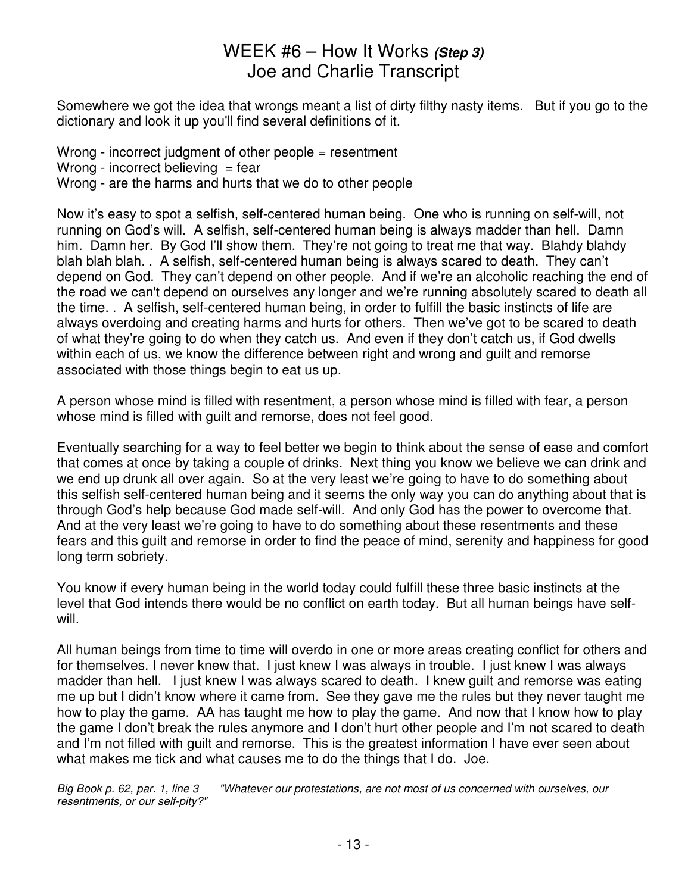# WEEK #6 – How It Works *(Step 3)*
# Joe and Charlie Transcript

Somewhere we got the idea that wrongs meant a list of dirty filthy nasty items. But if you go to the dictionary and look it up you'll find several definitions of it.

Wrong - incorrect judgment of other people = resentment
Wrong - incorrect believing = fear
Wrong - are the harms and hurts that we do to other people

Now it's easy to spot a selfish, self-centered human being. One who is running on self-will, not running on God's will. A selfish, self-centered human being is always madder than hell. Damn him. Damn her. By God I'll show them. They're not going to treat me that way. Blahdy blahdy blah blah blah. . A selfish, self-centered human being is always scared to death. They can't depend on God. They can't depend on other people. And if we're an alcoholic reaching the end of the road we can't depend on ourselves any longer and we're running absolutely scared to death all the time. . A selfish, self-centered human being, in order to fulfill the basic instincts of life are always overdoing and creating harms and hurts for others. Then we've got to be scared to death of what they're going to do when they catch us. And even if they don't catch us, if God dwells within each of us, we know the difference between right and wrong and guilt and remorse associated with those things begin to eat us up.

A person whose mind is filled with resentment, a person whose mind is filled with fear, a person whose mind is filled with guilt and remorse, does not feel good.

Eventually searching for a way to feel better we begin to think about the sense of ease and comfort that comes at once by taking a couple of drinks. Next thing you know we believe we can drink and we end up drunk all over again. So at the very least we're going to have to do something about this selfish self-centered human being and it seems the only way you can do anything about that is through God's help because God made self-will. And only God has the power to overcome that. And at the very least we're going to have to do something about these resentments and these fears and this guilt and remorse in order to find the peace of mind, serenity and happiness for good long term sobriety.

You know if every human being in the world today could fulfill these three basic instincts at the level that God intends there would be no conflict on earth today. But all human beings have self-will.

All human beings from time to time will overdo in one or more areas creating conflict for others and for themselves. I never knew that. I just knew I was always in trouble. I just knew I was always madder than hell. I just knew I was always scared to death. I knew guilt and remorse was eating me up but I didn't know where it came from. See they gave me the rules but they never taught me how to play the game. AA has taught me how to play the game. And now that I know how to play the game I don't break the rules anymore and I don't hurt other people and I'm not scared to death and I'm not filled with guilt and remorse. This is the greatest information I have ever seen about what makes me tick and what causes me to do the things that I do. Joe.

*Big Book p. 62, par. 1, line 3 "Whatever our protestations, are not most of us concerned with ourselves, our resentments, or our self-pity?"*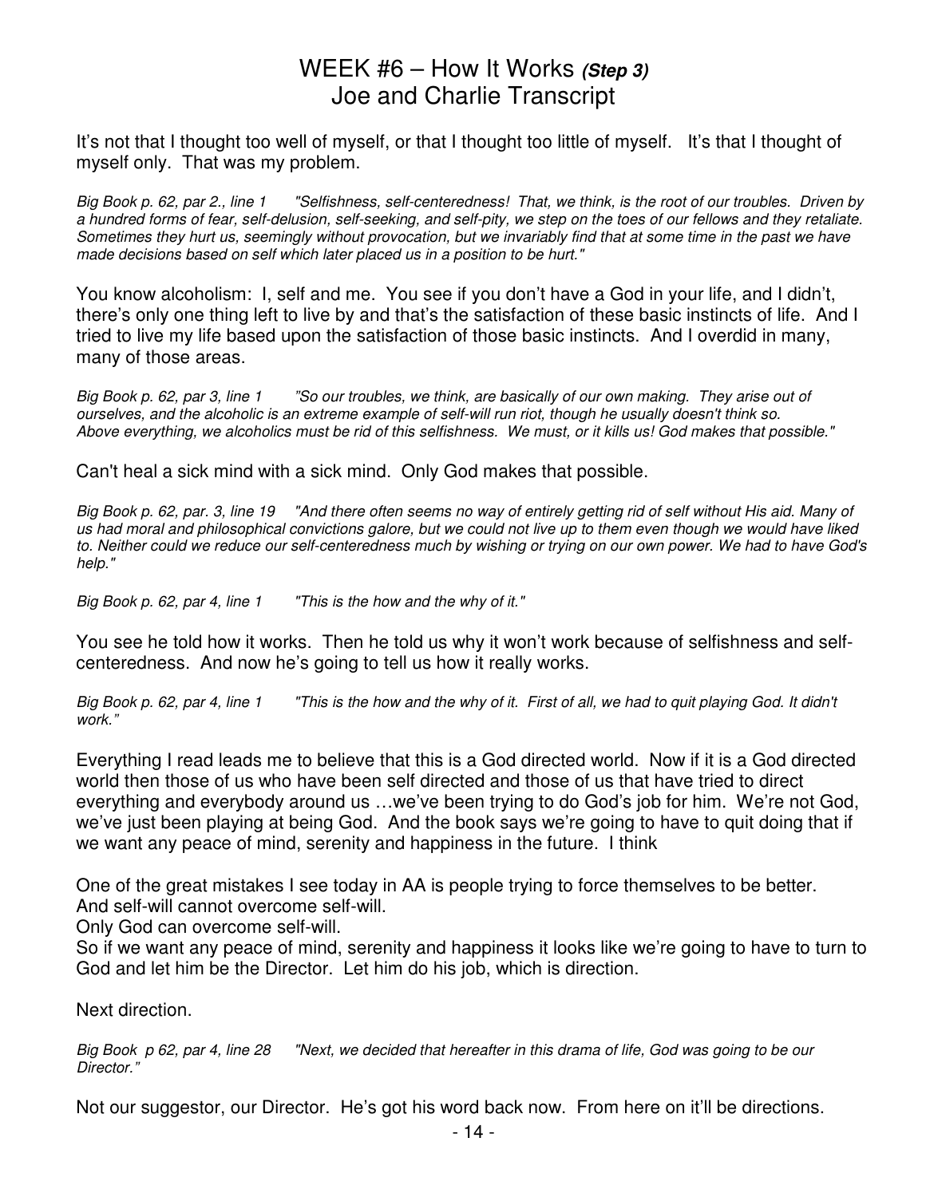# WEEK #6 – How It Works *(Step 3)*
# Joe and Charlie Transcript

It's not that I thought too well of myself, or that I thought too little of myself. It's that I thought of myself only. That was my problem.

*Big Book p. 62, par 2., line 1 "Selfishness, self-centeredness! That, we think, is the root of our troubles. Driven by a hundred forms of fear, self-delusion, self-seeking, and self-pity, we step on the toes of our fellows and they retaliate. Sometimes they hurt us, seemingly without provocation, but we invariably find that at some time in the past we have made decisions based on self which later placed us in a position to be hurt."*

You know alcoholism: I, self and me. You see if you don't have a God in your life, and I didn't, there's only one thing left to live by and that's the satisfaction of these basic instincts of life. And I tried to live my life based upon the satisfaction of those basic instincts. And I overdid in many, many of those areas.

*Big Book p. 62, par 3, line 1 "So our troubles, we think, are basically of our own making. They arise out of ourselves, and the alcoholic is an extreme example of self-will run riot, though he usually doesn't think so. Above everything, we alcoholics must be rid of this selfishness. We must, or it kills us! God makes that possible."*

Can't heal a sick mind with a sick mind. Only God makes that possible.

*Big Book p. 62, par. 3, line 19 "And there often seems no way of entirely getting rid of self without His aid. Many of us had moral and philosophical convictions galore, but we could not live up to them even though we would have liked to. Neither could we reduce our self-centeredness much by wishing or trying on our own power. We had to have God's help."*

*Big Book p. 62, par 4, line 1 "This is the how and the why of it."*

You see he told how it works. Then he told us why it won't work because of selfishness and self-centeredness. And now he's going to tell us how it really works.

*Big Book p. 62, par 4, line 1 "This is the how and the why of it. First of all, we had to quit playing God. It didn't work."*

Everything I read leads me to believe that this is a God directed world. Now if it is a God directed world then those of us who have been self directed and those of us that have tried to direct everything and everybody around us …we've been trying to do God's job for him. We're not God, we've just been playing at being God. And the book says we're going to have to quit doing that if we want any peace of mind, serenity and happiness in the future. I think

One of the great mistakes I see today in AA is people trying to force themselves to be better.
And self-will cannot overcome self-will.
Only God can overcome self-will.
So if we want any peace of mind, serenity and happiness it looks like we're going to have to turn to God and let him be the Director. Let him do his job, which is direction.

Next direction.

*Big Book p 62, par 4, line 28 "Next, we decided that hereafter in this drama of life, God was going to be our Director."*

Not our suggestor, our Director. He's got his word back now. From here on it'll be directions.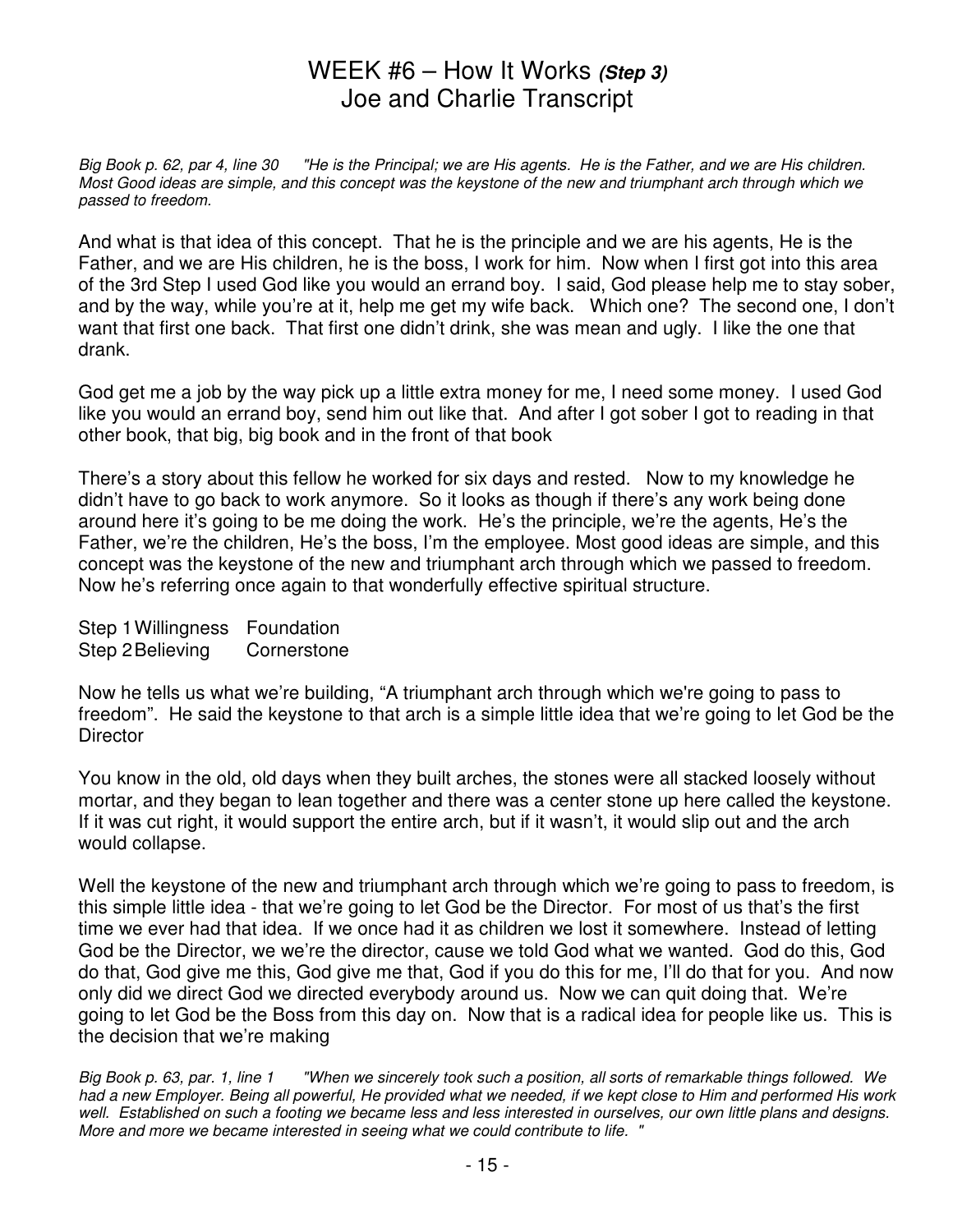# WEEK #6 – How It Works *(Step 3)*
## Joe and Charlie Transcript

*Big Book p. 62, par 4, line 30 "He is the Principal; we are His agents. He is the Father, and we are His children. Most Good ideas are simple, and this concept was the keystone of the new and triumphant arch through which we passed to freedom.*

And what is that idea of this concept. That he is the principle and we are his agents, He is the Father, and we are His children, he is the boss, I work for him. Now when I first got into this area of the 3rd Step I used God like you would an errand boy. I said, God please help me to stay sober, and by the way, while you're at it, help me get my wife back. Which one? The second one, I don't want that first one back. That first one didn't drink, she was mean and ugly. I like the one that drank.

God get me a job by the way pick up a little extra money for me, I need some money. I used God like you would an errand boy, send him out like that. And after I got sober I got to reading in that other book, that big, big book and in the front of that book

There's a story about this fellow he worked for six days and rested. Now to my knowledge he didn't have to go back to work anymore. So it looks as though if there's any work being done around here it's going to be me doing the work. He's the principle, we're the agents, He's the Father, we're the children, He's the boss, I'm the employee. Most good ideas are simple, and this concept was the keystone of the new and triumphant arch through which we passed to freedom. Now he's referring once again to that wonderfully effective spiritual structure.

Step 1 Willingness Foundation
Step 2 Believing Cornerstone

Now he tells us what we're building, "A triumphant arch through which we're going to pass to freedom". He said the keystone to that arch is a simple little idea that we're going to let God be the Director

You know in the old, old days when they built arches, the stones were all stacked loosely without mortar, and they began to lean together and there was a center stone up here called the keystone. If it was cut right, it would support the entire arch, but if it wasn't, it would slip out and the arch would collapse.

Well the keystone of the new and triumphant arch through which we're going to pass to freedom, is this simple little idea - that we're going to let God be the Director. For most of us that's the first time we ever had that idea. If we once had it as children we lost it somewhere. Instead of letting God be the Director, we we're the director, cause we told God what we wanted. God do this, God do that, God give me this, God give me that, God if you do this for me, I'll do that for you. And now only did we direct God we directed everybody around us. Now we can quit doing that. We're going to let God be the Boss from this day on. Now that is a radical idea for people like us. This is the decision that we're making

*Big Book p. 63, par. 1, line 1 "When we sincerely took such a position, all sorts of remarkable things followed. We had a new Employer. Being all powerful, He provided what we needed, if we kept close to Him and performed His work well. Established on such a footing we became less and less interested in ourselves, our own little plans and designs. More and more we became interested in seeing what we could contribute to life. "*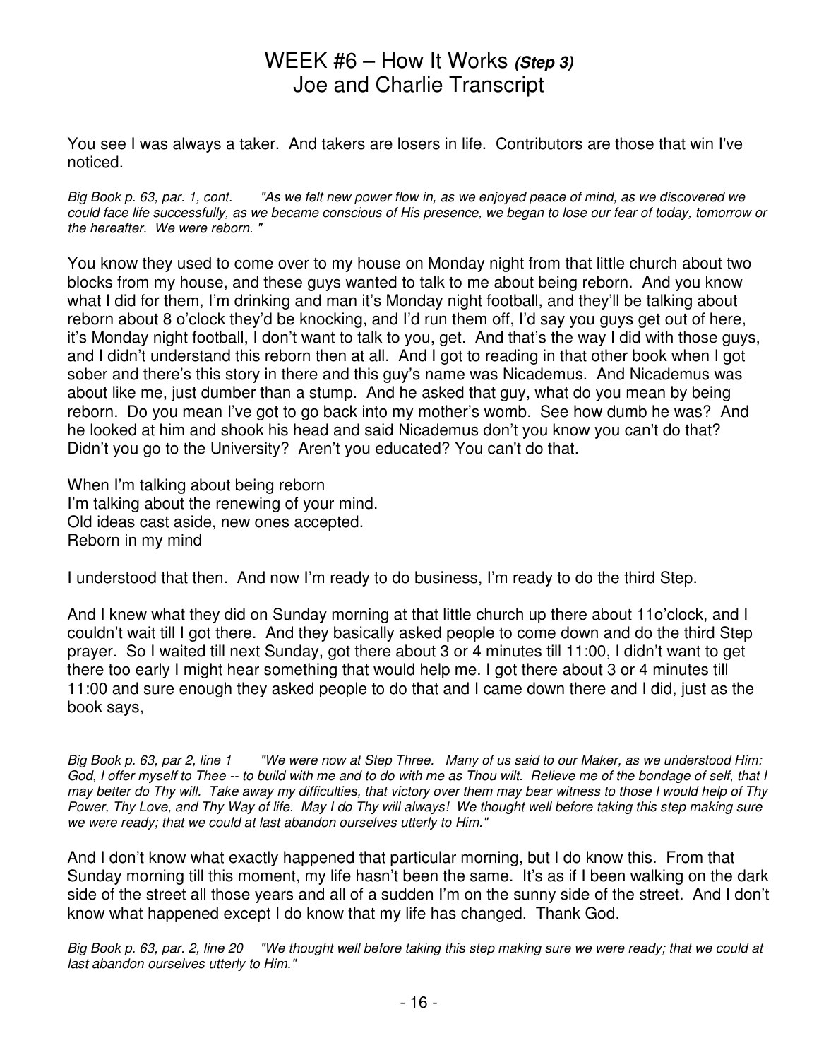# WEEK #6 – How It Works *(Step 3)*
## Joe and Charlie Transcript

You see I was always a taker. And takers are losers in life. Contributors are those that win I've noticed.

*Big Book p. 63, par. 1, cont. "As we felt new power flow in, as we enjoyed peace of mind, as we discovered we could face life successfully, as we became conscious of His presence, we began to lose our fear of today, tomorrow or the hereafter. We were reborn. "*

You know they used to come over to my house on Monday night from that little church about two blocks from my house, and these guys wanted to talk to me about being reborn. And you know what I did for them, I'm drinking and man it's Monday night football, and they'll be talking about reborn about 8 o'clock they'd be knocking, and I'd run them off, I'd say you guys get out of here, it's Monday night football, I don't want to talk to you, get. And that's the way I did with those guys, and I didn't understand this reborn then at all. And I got to reading in that other book when I got sober and there's this story in there and this guy's name was Nicademus. And Nicademus was about like me, just dumber than a stump. And he asked that guy, what do you mean by being reborn. Do you mean I've got to go back into my mother's womb. See how dumb he was? And he looked at him and shook his head and said Nicademus don't you know you can't do that? Didn't you go to the University? Aren't you educated? You can't do that.

When I'm talking about being reborn
I'm talking about the renewing of your mind.
Old ideas cast aside, new ones accepted.
Reborn in my mind

I understood that then. And now I'm ready to do business, I'm ready to do the third Step.

And I knew what they did on Sunday morning at that little church up there about 11o'clock, and I couldn't wait till I got there. And they basically asked people to come down and do the third Step prayer. So I waited till next Sunday, got there about 3 or 4 minutes till 11:00, I didn't want to get there too early I might hear something that would help me. I got there about 3 or 4 minutes till 11:00 and sure enough they asked people to do that and I came down there and I did, just as the book says,

*Big Book p. 63, par 2, line 1 "We were now at Step Three. Many of us said to our Maker, as we understood Him: God, I offer myself to Thee -- to build with me and to do with me as Thou wilt. Relieve me of the bondage of self, that I may better do Thy will. Take away my difficulties, that victory over them may bear witness to those I would help of Thy Power, Thy Love, and Thy Way of life. May I do Thy will always! We thought well before taking this step making sure we were ready; that we could at last abandon ourselves utterly to Him."*

And I don't know what exactly happened that particular morning, but I do know this. From that Sunday morning till this moment, my life hasn't been the same. It's as if I been walking on the dark side of the street all those years and all of a sudden I'm on the sunny side of the street. And I don't know what happened except I do know that my life has changed. Thank God.

*Big Book p. 63, par. 2, line 20 "We thought well before taking this step making sure we were ready; that we could at last abandon ourselves utterly to Him."*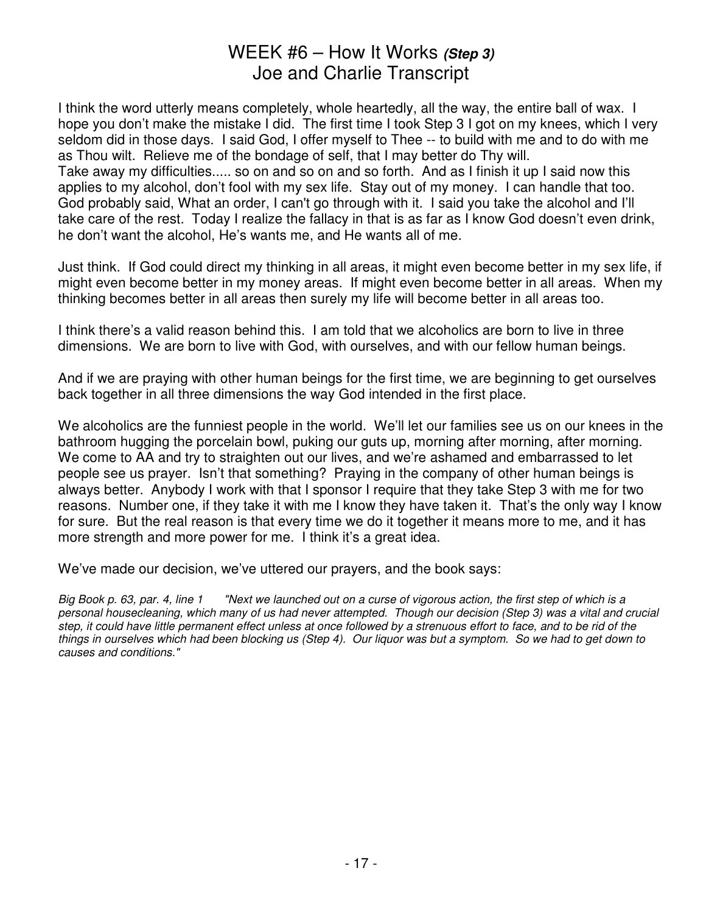# WEEK #6 – How It Works *(Step 3)*
## Joe and Charlie Transcript

I think the word utterly means completely, whole heartedly, all the way, the entire ball of wax. I hope you don't make the mistake I did. The first time I took Step 3 I got on my knees, which I very seldom did in those days. I said God, I offer myself to Thee -- to build with me and to do with me as Thou wilt. Relieve me of the bondage of self, that I may better do Thy will.
Take away my difficulties..... so on and so on and so forth. And as I finish it up I said now this applies to my alcohol, don't fool with my sex life. Stay out of my money. I can handle that too. God probably said, What an order, I can't go through with it. I said you take the alcohol and I'll take care of the rest. Today I realize the fallacy in that is as far as I know God doesn't even drink, he don't want the alcohol, He's wants me, and He wants all of me.

Just think. If God could direct my thinking in all areas, it might even become better in my sex life, if might even become better in my money areas. If might even become better in all areas. When my thinking becomes better in all areas then surely my life will become better in all areas too.

I think there's a valid reason behind this. I am told that we alcoholics are born to live in three dimensions. We are born to live with God, with ourselves, and with our fellow human beings.

And if we are praying with other human beings for the first time, we are beginning to get ourselves back together in all three dimensions the way God intended in the first place.

We alcoholics are the funniest people in the world. We'll let our families see us on our knees in the bathroom hugging the porcelain bowl, puking our guts up, morning after morning, after morning. We come to AA and try to straighten out our lives, and we're ashamed and embarrassed to let people see us prayer. Isn't that something? Praying in the company of other human beings is always better. Anybody I work with that I sponsor I require that they take Step 3 with me for two reasons. Number one, if they take it with me I know they have taken it. That's the only way I know for sure. But the real reason is that every time we do it together it means more to me, and it has more strength and more power for me. I think it's a great idea.

We've made our decision, we've uttered our prayers, and the book says:

*Big Book p. 63, par. 4, line 1 "Next we launched out on a curse of vigorous action, the first step of which is a personal housecleaning, which many of us had never attempted. Though our decision (Step 3) was a vital and crucial step, it could have little permanent effect unless at once followed by a strenuous effort to face, and to be rid of the things in ourselves which had been blocking us (Step 4). Our liquor was but a symptom. So we had to get down to causes and conditions."*